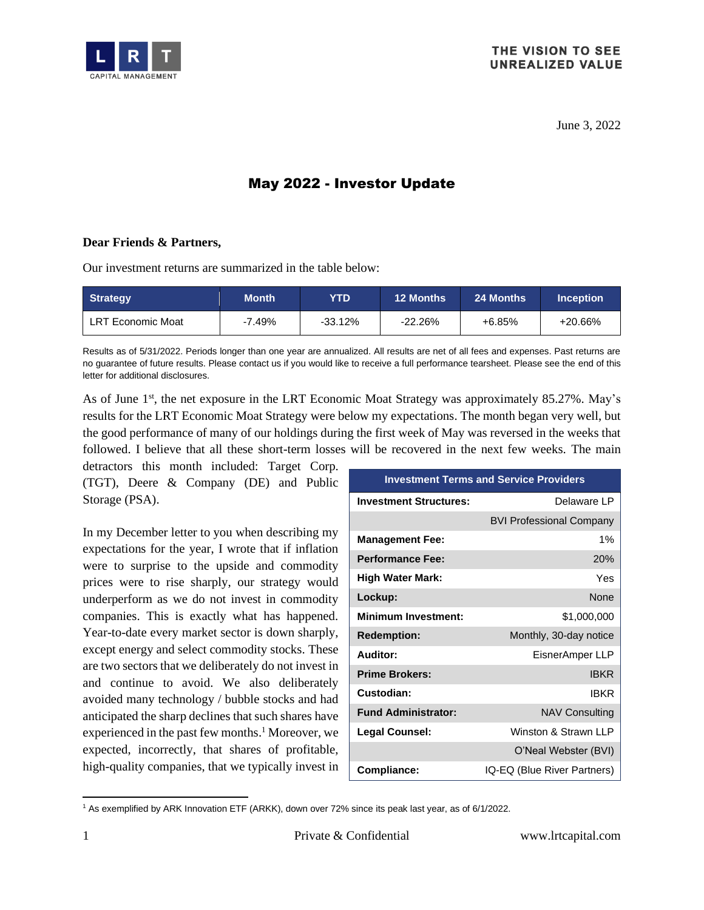**LRT CAPITAL MANAGEMENT**

**THE VISION TO SEE UNREALIZED VALUE**

June 3, 2022

# May 2022 - Investor Update

**Dear Friends & Partners,**

Our investment returns are summarized in the table below:

| Strategy | Month | YTD | 12 Months | 24 Months | Inception |
|---|---|---|---|---|---|
| LRT Economic Moat | -7.49% | -33.12% | -22.26% | +6.85% | +20.66% |

Results as of 5/31/2022. Periods longer than one year are annualized. All results are net of all fees and expenses. Past returns are no guarantee of future results. Please contact us if you would like to receive a full performance tearsheet. Please see the end of this letter for additional disclosures.

As of June 1st, the net exposure in the LRT Economic Moat Strategy was approximately 85.27%. May's results for the LRT Economic Moat Strategy were below my expectations. The month began very well, but the good performance of many of our holdings during the first week of May was reversed in the weeks that followed. I believe that all these short-term losses will be recovered in the next few weeks. The main detractors this month included: Target Corp. (TGT), Deere & Company (DE) and Public Storage (PSA).

In my December letter to you when describing my expectations for the year, I wrote that if inflation were to surprise to the upside and commodity prices were to rise sharply, our strategy would underperform as we do not invest in commodity companies. This is exactly what has happened. Year-to-date every market sector is down sharply, except energy and select commodity stocks. These are two sectors that we deliberately do not invest in and continue to avoid. We also deliberately avoided many technology / bubble stocks and had anticipated the sharp declines that such shares have experienced in the past few months.[1] Moreover, we expected, incorrectly, that shares of profitable, high-quality companies, that we typically invest in

| Investment Terms and Service Providers | |
|---|---|
| **Investment Structures:** | Delaware LP |
| | BVI Professional Company |
| **Management Fee:** | 1% |
| **Performance Fee:** | 20% |
| **High Water Mark:** | Yes |
| **Lockup:** | None |
| **Minimum Investment:** | $1,000,000 |
| **Redemption:** | Monthly, 30-day notice |
| **Auditor:** | EisnerAmper LLP |
| **Prime Brokers:** | IBKR |
| **Custodian:** | IBKR |
| **Fund Administrator:** | NAV Consulting |
| **Legal Counsel:** | Winston & Strawn LLP |
| | O'Neal Webster (BVI) |
| **Compliance:** | IQ-EQ (Blue River Partners) |

[1] As exemplified by ARK Innovation ETF (ARKK), down over 72% since its peak last year, as of 6/1/2022.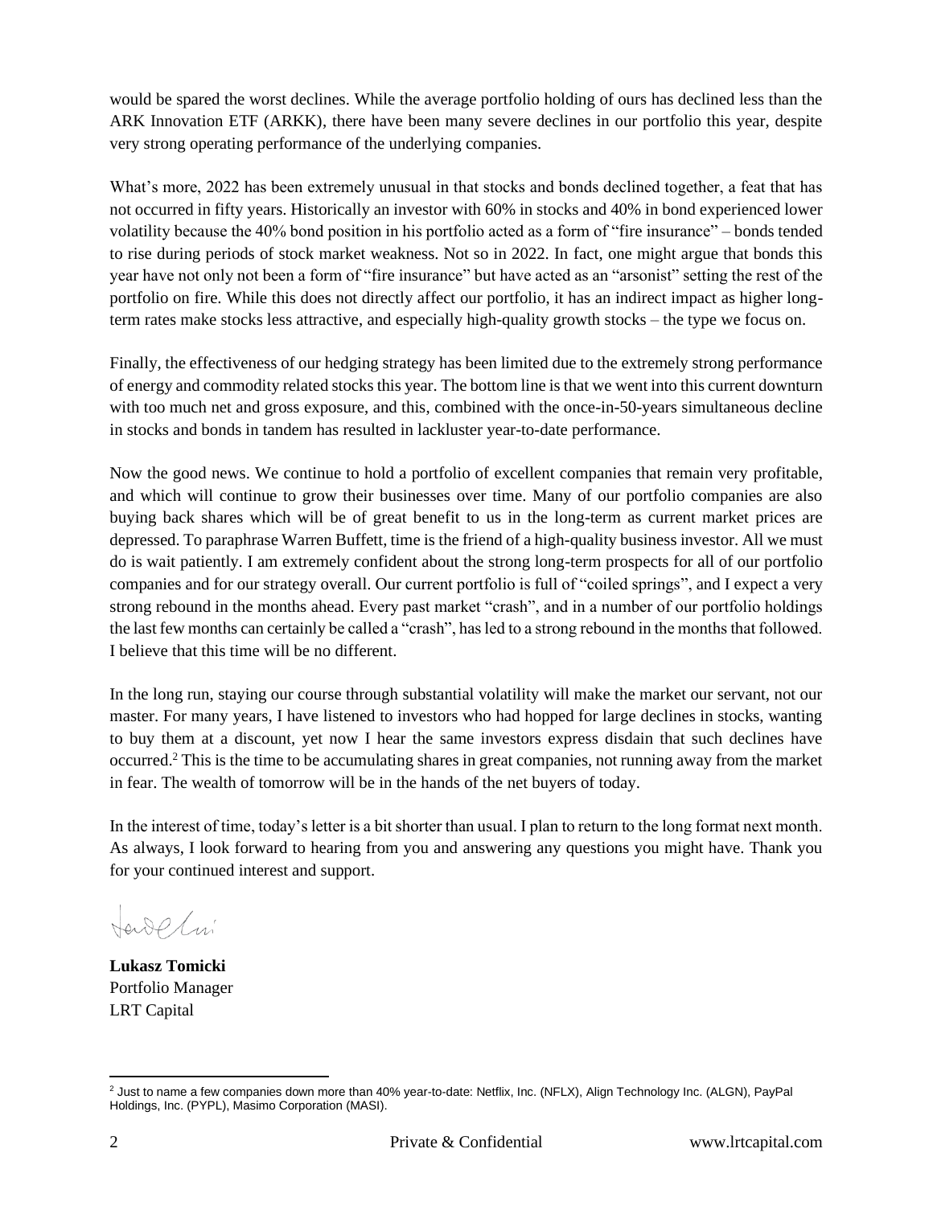would be spared the worst declines. While the average portfolio holding of ours has declined less than the ARK Innovation ETF (ARKK), there have been many severe declines in our portfolio this year, despite very strong operating performance of the underlying companies.

What's more, 2022 has been extremely unusual in that stocks and bonds declined together, a feat that has not occurred in fifty years. Historically an investor with 60% in stocks and 40% in bond experienced lower volatility because the 40% bond position in his portfolio acted as a form of "fire insurance" – bonds tended to rise during periods of stock market weakness. Not so in 2022. In fact, one might argue that bonds this year have not only not been a form of "fire insurance" but have acted as an "arsonist" setting the rest of the portfolio on fire. While this does not directly affect our portfolio, it has an indirect impact as higher long-term rates make stocks less attractive, and especially high-quality growth stocks – the type we focus on.

Finally, the effectiveness of our hedging strategy has been limited due to the extremely strong performance of energy and commodity related stocks this year. The bottom line is that we went into this current downturn with too much net and gross exposure, and this, combined with the once-in-50-years simultaneous decline in stocks and bonds in tandem has resulted in lackluster year-to-date performance.

Now the good news. We continue to hold a portfolio of excellent companies that remain very profitable, and which will continue to grow their businesses over time. Many of our portfolio companies are also buying back shares which will be of great benefit to us in the long-term as current market prices are depressed. To paraphrase Warren Buffett, time is the friend of a high-quality business investor. All we must do is wait patiently. I am extremely confident about the strong long-term prospects for all of our portfolio companies and for our strategy overall. Our current portfolio is full of "coiled springs", and I expect a very strong rebound in the months ahead. Every past market "crash", and in a number of our portfolio holdings the last few months can certainly be called a "crash", has led to a strong rebound in the months that followed. I believe that this time will be no different.

In the long run, staying our course through substantial volatility will make the market our servant, not our master. For many years, I have listened to investors who had hopped for large declines in stocks, wanting to buy them at a discount, yet now I hear the same investors express disdain that such declines have occurred.[2] This is the time to be accumulating shares in great companies, not running away from the market in fear. The wealth of tomorrow will be in the hands of the net buyers of today.

In the interest of time, today's letter is a bit shorter than usual. I plan to return to the long format next month. As always, I look forward to hearing from you and answering any questions you might have. Thank you for your continued interest and support.

**Lukasz Tomicki**
Portfolio Manager
LRT Capital

[2] Just to name a few companies down more than 40% year-to-date: Netflix, Inc. (NFLX), Align Technology Inc. (ALGN), PayPal Holdings, Inc. (PYPL), Masimo Corporation (MASI).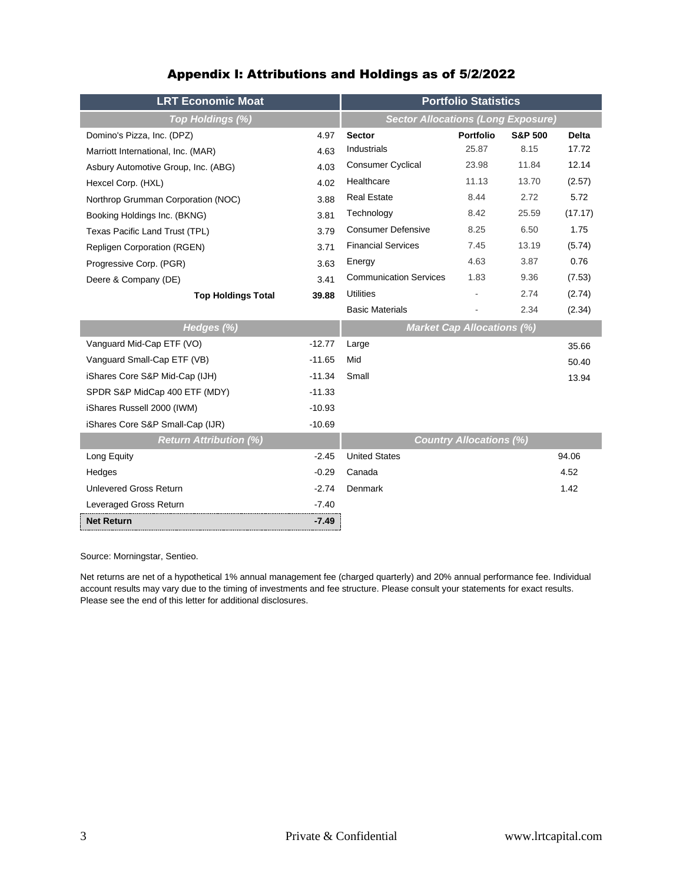# Appendix I: Attributions and Holdings as of 5/2/2022

## LRT Economic Moat

### Top Holdings (%)

| Holding | % |
|---|---|
| Domino's Pizza, Inc. (DPZ) | 4.97 |
| Marriott International, Inc. (MAR) | 4.63 |
| Asbury Automotive Group, Inc. (ABG) | 4.03 |
| Hexcel Corp. (HXL) | 4.02 |
| Northrop Grumman Corporation (NOC) | 3.88 |
| Booking Holdings Inc. (BKNG) | 3.81 |
| Texas Pacific Land Trust (TPL) | 3.79 |
| Repligen Corporation (RGEN) | 3.71 |
| Progressive Corp. (PGR) | 3.63 |
| Deere & Company (DE) | 3.41 |
| **Top Holdings Total** | **39.88** |

### Hedges (%)

| Hedge | % |
|---|---|
| Vanguard Mid-Cap ETF (VO) | -12.77 |
| Vanguard Small-Cap ETF (VB) | -11.65 |
| iShares Core S&P Mid-Cap (IJH) | -11.34 |
| SPDR S&P MidCap 400 ETF (MDY) | -11.33 |
| iShares Russell 2000 (IWM) | -10.93 |
| iShares Core S&P Small-Cap (IJR) | -10.69 |

### Return Attribution (%)

| Item | % |
|---|---|
| Long Equity | -2.45 |
| Hedges | -0.29 |
| Unlevered Gross Return | -2.74 |
| Leveraged Gross Return | -7.40 |
| **Net Return** | **-7.49** |

## Portfolio Statistics

### Sector Allocations (Long Exposure)

| Sector | Portfolio | S&P 500 | Delta |
|---|---|---|---|
| Industrials | 25.87 | 8.15 | 17.72 |
| Consumer Cyclical | 23.98 | 11.84 | 12.14 |
| Healthcare | 11.13 | 13.70 | (2.57) |
| Real Estate | 8.44 | 2.72 | 5.72 |
| Technology | 8.42 | 25.59 | (17.17) |
| Consumer Defensive | 8.25 | 6.50 | 1.75 |
| Financial Services | 7.45 | 13.19 | (5.74) |
| Energy | 4.63 | 3.87 | 0.76 |
| Communication Services | 1.83 | 9.36 | (7.53) |
| Utilities | - | 2.74 | (2.74) |
| Basic Materials | - | 2.34 | (2.34) |

### Market Cap Allocations (%)

| Market Cap | % |
|---|---|
| Large | 35.66 |
| Mid | 50.40 |
| Small | 13.94 |

### Country Allocations (%)

| Country | % |
|---|---|
| United States | 94.06 |
| Canada | 4.52 |
| Denmark | 1.42 |

Source: Morningstar, Sentieo.

Net returns are net of a hypothetical 1% annual management fee (charged quarterly) and 20% annual performance fee. Individual account results may vary due to the timing of investments and fee structure. Please consult your statements for exact results. Please see the end of this letter for additional disclosures.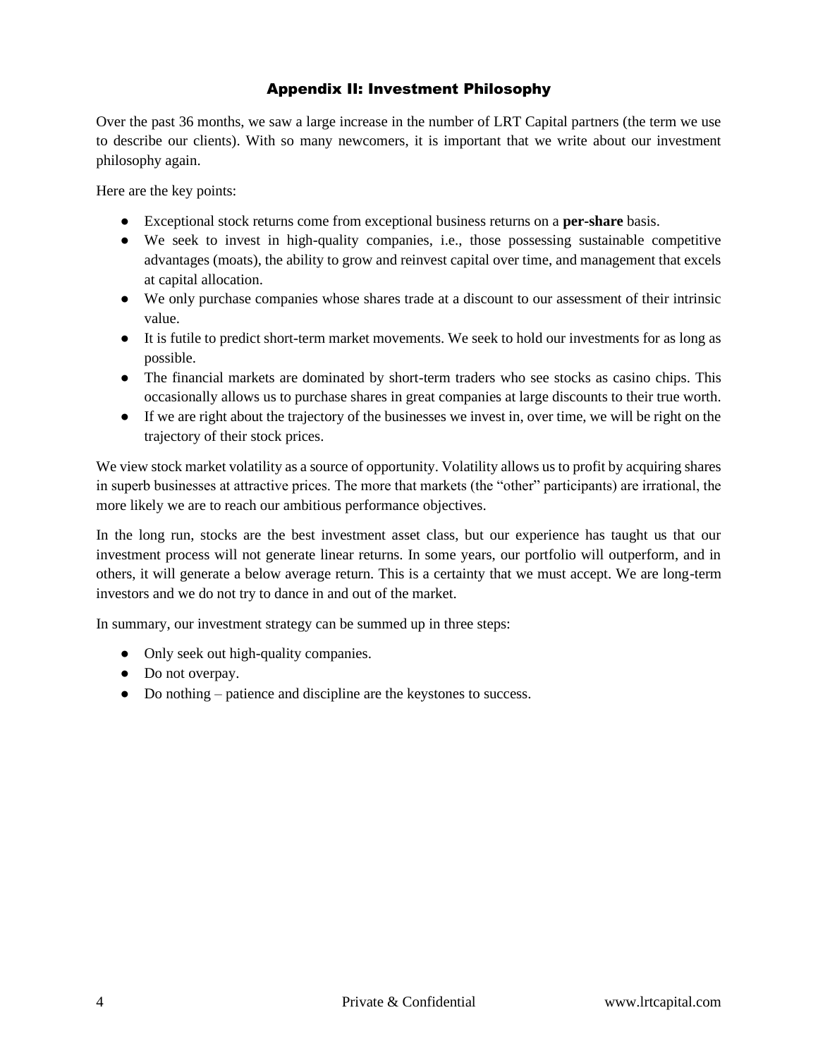## Appendix II: Investment Philosophy

Over the past 36 months, we saw a large increase in the number of LRT Capital partners (the term we use to describe our clients). With so many newcomers, it is important that we write about our investment philosophy again.

Here are the key points:

- Exceptional stock returns come from exceptional business returns on a **per-share** basis.
- We seek to invest in high-quality companies, i.e., those possessing sustainable competitive advantages (moats), the ability to grow and reinvest capital over time, and management that excels at capital allocation.
- We only purchase companies whose shares trade at a discount to our assessment of their intrinsic value.
- It is futile to predict short-term market movements. We seek to hold our investments for as long as possible.
- The financial markets are dominated by short-term traders who see stocks as casino chips. This occasionally allows us to purchase shares in great companies at large discounts to their true worth.
- If we are right about the trajectory of the businesses we invest in, over time, we will be right on the trajectory of their stock prices.

We view stock market volatility as a source of opportunity. Volatility allows us to profit by acquiring shares in superb businesses at attractive prices. The more that markets (the "other" participants) are irrational, the more likely we are to reach our ambitious performance objectives.

In the long run, stocks are the best investment asset class, but our experience has taught us that our investment process will not generate linear returns. In some years, our portfolio will outperform, and in others, it will generate a below average return. This is a certainty that we must accept. We are long-term investors and we do not try to dance in and out of the market.

In summary, our investment strategy can be summed up in three steps:

- Only seek out high-quality companies.
- Do not overpay.
- Do nothing – patience and discipline are the keystones to success.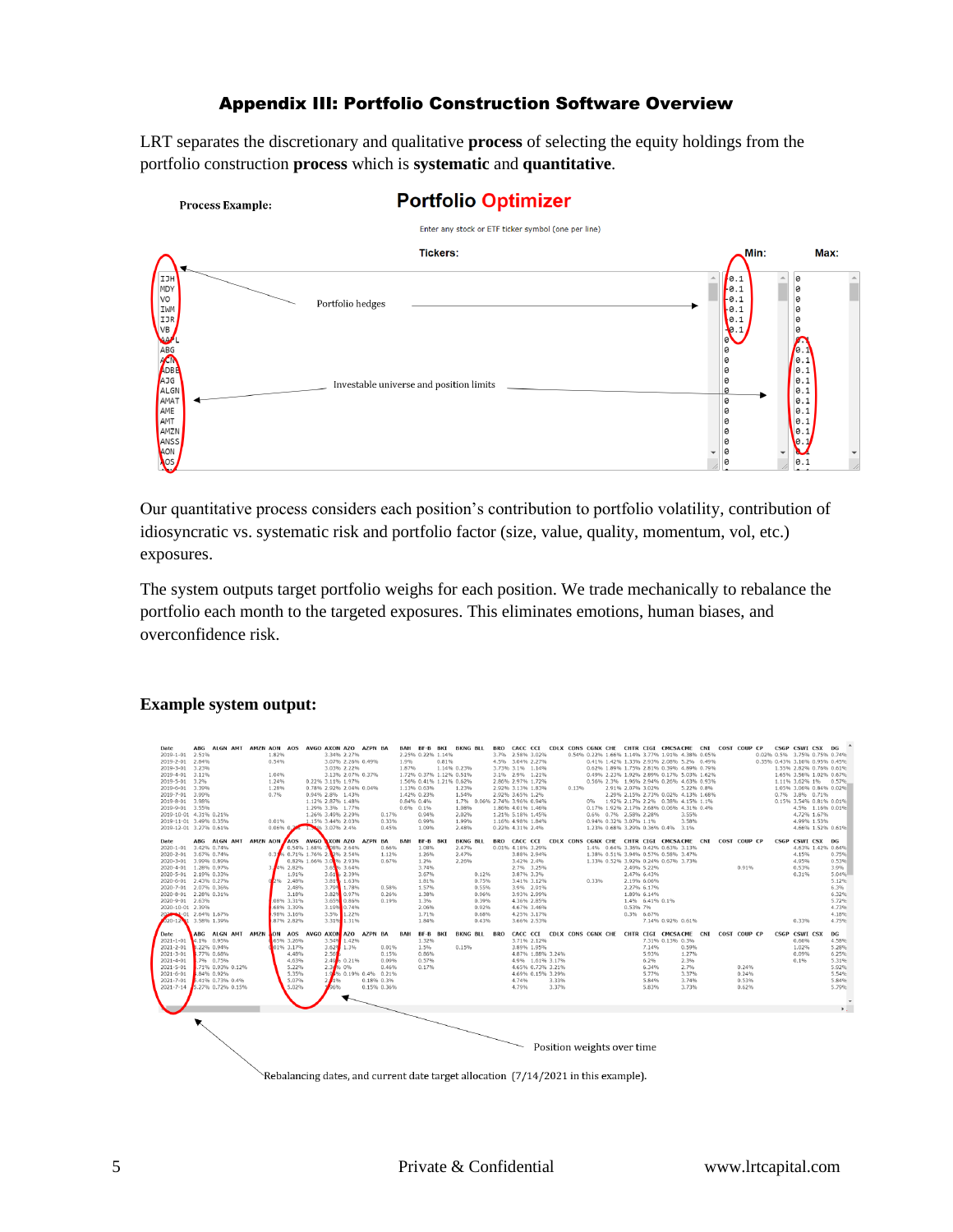# Appendix III: Portfolio Construction Software Overview

LRT separates the discretionary and qualitative **process** of selecting the equity holdings from the portfolio construction **process** which is **systematic** and **quantitative**.

**Process Example:**

**Portfolio Optimizer**

Enter any stock or ETF ticker symbol (one per line)

| Tickers: | Min: | Max: |
|---|---|---|
| IJH | -0.1 | 0 |
| MDY | -0.1 | 0 |
| VO | -0.1 | 0 |
| IWM | -0.1 | 0 |
| IJR | -0.1 | 0 |
| VB | -0.1 | 0 |
| AAPL | 0 | 0.1 |
| ABG | 0 | 0.1 |
| ACN | 0 | 0.1 |
| ADBE | 0 | 0.1 |
| AJG | 0 | 0.1 |
| ALGN | 0 | 0.1 |
| AMAT | 0 | 0.1 |
| AME | 0 | 0.1 |
| AMT | 0 | 0.1 |
| AMZN | 0 | 0.1 |
| ANSS | 0 | 0.1 |
| AON | 0 | 0.1 |
| AOS | 0 | 0.1 |

Portfolio hedges

Investable universe and position limits

Our quantitative process considers each position's contribution to portfolio volatility, contribution of idiosyncratic vs. systematic risk and portfolio factor (size, value, quality, momentum, vol, etc.) exposures.

The system outputs target portfolio weighs for each position. We trade mechanically to rebalance the portfolio each month to the targeted exposures. This eliminates emotions, human biases, and overconfidence risk.

**Example system output:**

Position weights over time

Rebalancing dates, and current date target allocation (7/14/2021 in this example).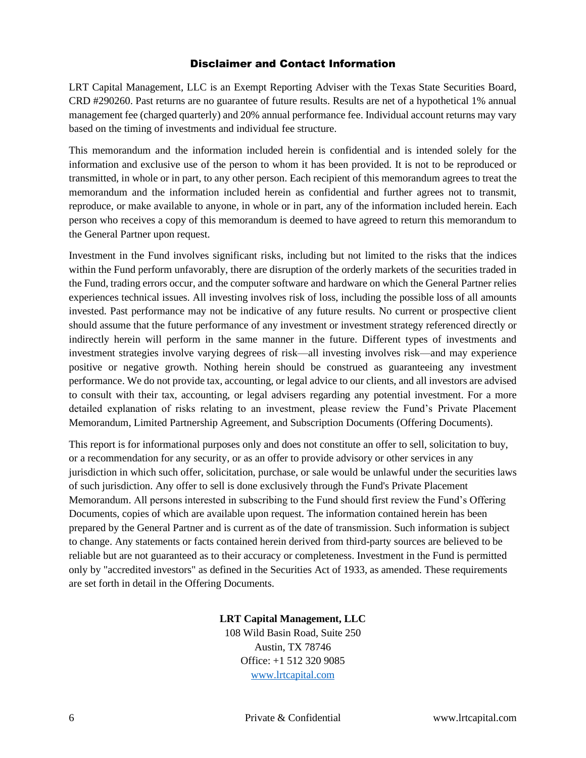## Disclaimer and Contact Information

LRT Capital Management, LLC is an Exempt Reporting Adviser with the Texas State Securities Board, CRD #290260. Past returns are no guarantee of future results. Results are net of a hypothetical 1% annual management fee (charged quarterly) and 20% annual performance fee. Individual account returns may vary based on the timing of investments and individual fee structure.

This memorandum and the information included herein is confidential and is intended solely for the information and exclusive use of the person to whom it has been provided. It is not to be reproduced or transmitted, in whole or in part, to any other person. Each recipient of this memorandum agrees to treat the memorandum and the information included herein as confidential and further agrees not to transmit, reproduce, or make available to anyone, in whole or in part, any of the information included herein. Each person who receives a copy of this memorandum is deemed to have agreed to return this memorandum to the General Partner upon request.

Investment in the Fund involves significant risks, including but not limited to the risks that the indices within the Fund perform unfavorably, there are disruption of the orderly markets of the securities traded in the Fund, trading errors occur, and the computer software and hardware on which the General Partner relies experiences technical issues. All investing involves risk of loss, including the possible loss of all amounts invested. Past performance may not be indicative of any future results. No current or prospective client should assume that the future performance of any investment or investment strategy referenced directly or indirectly herein will perform in the same manner in the future. Different types of investments and investment strategies involve varying degrees of risk—all investing involves risk—and may experience positive or negative growth. Nothing herein should be construed as guaranteeing any investment performance. We do not provide tax, accounting, or legal advice to our clients, and all investors are advised to consult with their tax, accounting, or legal advisers regarding any potential investment. For a more detailed explanation of risks relating to an investment, please review the Fund's Private Placement Memorandum, Limited Partnership Agreement, and Subscription Documents (Offering Documents).

This report is for informational purposes only and does not constitute an offer to sell, solicitation to buy, or a recommendation for any security, or as an offer to provide advisory or other services in any jurisdiction in which such offer, solicitation, purchase, or sale would be unlawful under the securities laws of such jurisdiction. Any offer to sell is done exclusively through the Fund's Private Placement Memorandum. All persons interested in subscribing to the Fund should first review the Fund's Offering Documents, copies of which are available upon request. The information contained herein has been prepared by the General Partner and is current as of the date of transmission. Such information is subject to change. Any statements or facts contained herein derived from third-party sources are believed to be reliable but are not guaranteed as to their accuracy or completeness. Investment in the Fund is permitted only by "accredited investors" as defined in the Securities Act of 1933, as amended. These requirements are set forth in detail in the Offering Documents.

**LRT Capital Management, LLC**
108 Wild Basin Road, Suite 250
Austin, TX 78746
Office: +1 512 320 9085
[www.lrtcapital.com](http://www.lrtcapital.com)